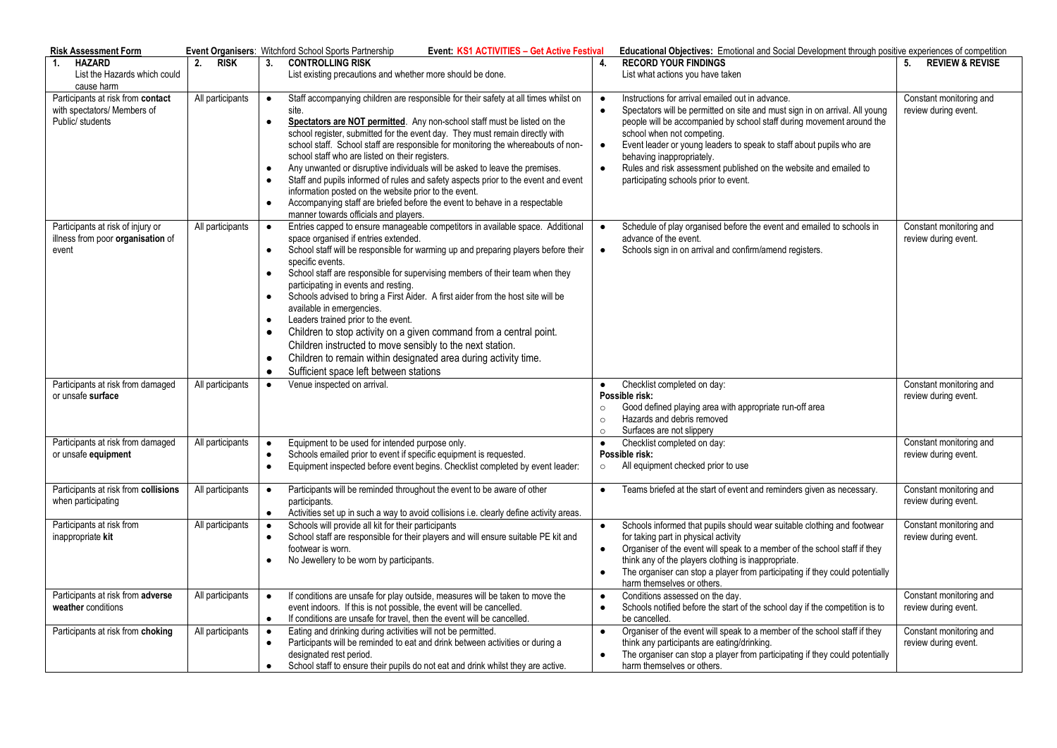**Risk Assessment Form** **Event Organisers**: Witchford School Sports Partnership **Event: KS1 ACTIVITIES – Get Active Festival** **Educational Objectives:** Emotional and Social Development through positive experiences of competition

| **1. HAZARD** List the Hazards which could cause harm | **2. RISK** | **3. CONTROLLING RISK** List existing precautions and whether more should be done. | **4. RECORD YOUR FINDINGS** List what actions you have taken | **5. REVIEW & REVISE** |
|---|---|---|---|---|
| Participants at risk from **contact** with spectators/ Members of Public/ students | All participants | • Staff accompanying children are responsible for their safety at all times whilst on site.<br>• **Spectators are NOT permitted**. Any non-school staff must be listed on the school register, submitted for the event day. They must remain directly with school staff. School staff are responsible for monitoring the whereabouts of non-school staff who are listed on their registers.<br>• Any unwanted or disruptive individuals will be asked to leave the premises.<br>• Staff and pupils informed of rules and safety aspects prior to the event and event information posted on the website prior to the event.<br>• Accompanying staff are briefed before the event to behave in a respectable manner towards officials and players. | • Instructions for arrival emailed out in advance.<br>• Spectators will be permitted on site and must sign in on arrival. All young people will be accompanied by school staff during movement around the school when not competing.<br>• Event leader or young leaders to speak to staff about pupils who are behaving inappropriately.<br>• Rules and risk assessment published on the website and emailed to participating schools prior to event. | Constant monitoring and review during event. |
| Participants at risk of injury or illness from poor **organisation** of event | All participants | • Entries capped to ensure manageable competitors in available space. Additional space organised if entries extended.<br>• School staff will be responsible for warming up and preparing players before their specific events.<br>• School staff are responsible for supervising members of their team when they participating in events and resting.<br>• Schools advised to bring a First Aider. A first aider from the host site will be available in emergencies.<br>• Leaders trained prior to the event.<br>• Children to stop activity on a given command from a central point. Children instructed to move sensibly to the next station.<br>• Children to remain within designated area during activity time.<br>• Sufficient space left between stations | • Schedule of play organised before the event and emailed to schools in advance of the event.<br>• Schools sign in on arrival and confirm/amend registers. | Constant monitoring and review during event. |
| Participants at risk from damaged or unsafe **surface** | All participants | • Venue inspected on arrival. | • Checklist completed on day:<br>**Possible risk:**<br>○ Good defined playing area with appropriate run-off area<br>○ Hazards and debris removed<br>○ Surfaces are not slippery | Constant monitoring and review during event. |
| Participants at risk from damaged or unsafe **equipment** | All participants | • Equipment to be used for intended purpose only.<br>• Schools emailed prior to event if specific equipment is requested.<br>• Equipment inspected before event begins. Checklist completed by event leader: | • Checklist completed on day:<br>**Possible risk:**<br>○ All equipment checked prior to use | Constant monitoring and review during event. |
| Participants at risk from **collisions** when participating | All participants | • Participants will be reminded throughout the event to be aware of other participants.<br>• Activities set up in such a way to avoid collisions i.e. clearly define activity areas. | • Teams briefed at the start of event and reminders given as necessary. | Constant monitoring and review during event. |
| Participants at risk from inappropriate **kit** | All participants | • Schools will provide all kit for their participants<br>• School staff are responsible for their players and will ensure suitable PE kit and footwear is worn.<br>• No Jewellery to be worn by participants. | • Schools informed that pupils should wear suitable clothing and footwear for taking part in physical activity<br>• Organiser of the event will speak to a member of the school staff if they think any of the players clothing is inappropriate.<br>• The organiser can stop a player from participating if they could potentially harm themselves or others. | Constant monitoring and review during event. |
| Participants at risk from **adverse weather** conditions | All participants | • If conditions are unsafe for play outside, measures will be taken to move the event indoors. If this is not possible, the event will be cancelled.<br>• If conditions are unsafe for travel, then the event will be cancelled. | • Conditions assessed on the day.<br>• Schools notified before the start of the school day if the competition is to be cancelled. | Constant monitoring and review during event. |
| Participants at risk from **choking** | All participants | • Eating and drinking during activities will not be permitted.<br>• Participants will be reminded to eat and drink between activities or during a designated rest period.<br>• School staff to ensure their pupils do not eat and drink whilst they are active. | • Organiser of the event will speak to a member of the school staff if they think any participants are eating/drinking.<br>• The organiser can stop a player from participating if they could potentially harm themselves or others. | Constant monitoring and review during event. |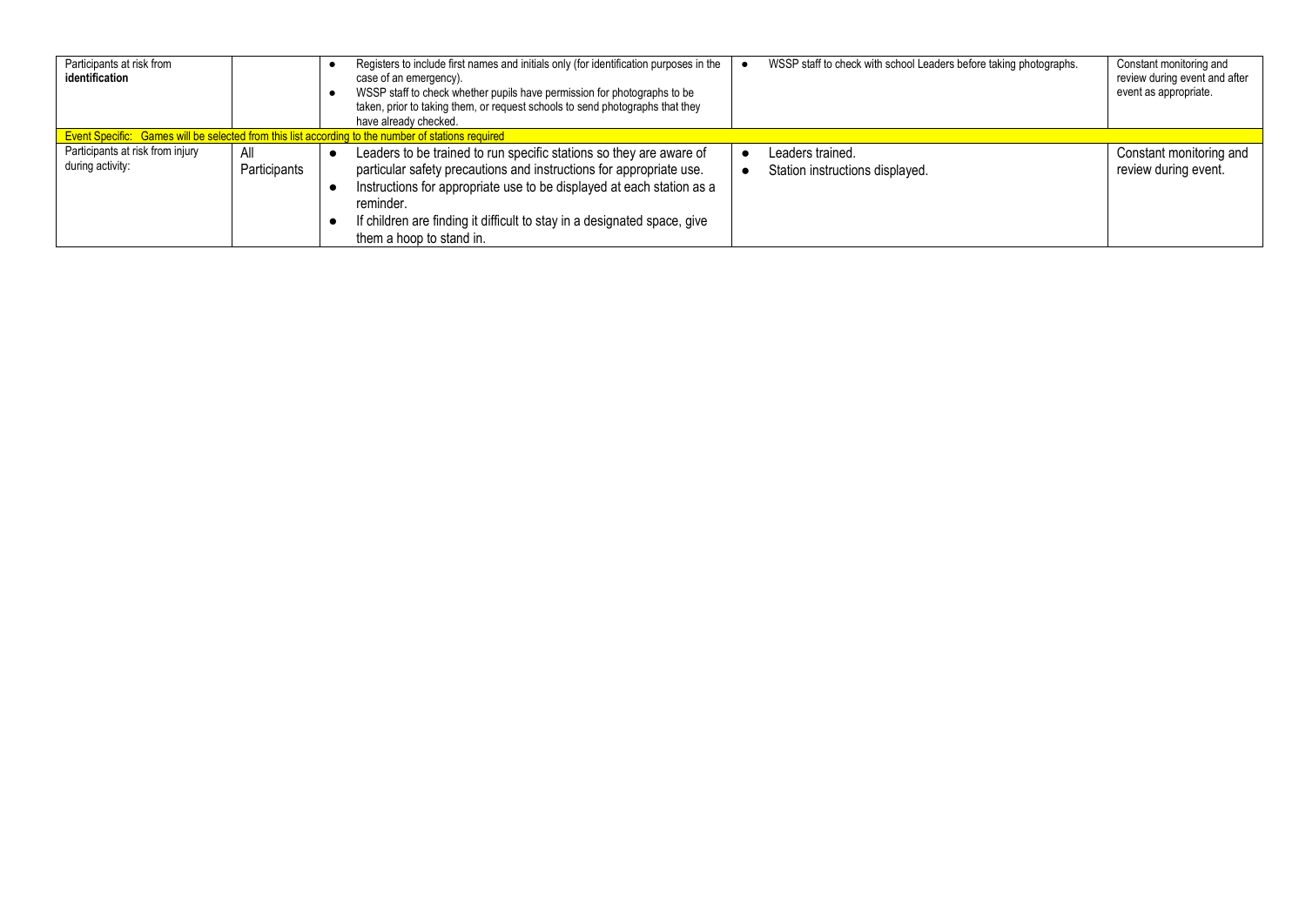| | | | | |
|---|---|---|---|---|
| Participants at risk from **identification** | | • Registers to include first names and initials only (for identification purposes in the case of an emergency).<br>• WSSP staff to check whether pupils have permission for photographs to be taken, prior to taking them, or request schools to send photographs that they have already checked. | • WSSP staff to check with school Leaders before taking photographs. | Constant monitoring and review during event and after event as appropriate. |
| Event Specific: Games will be selected from this list according to the number of stations required | | | | |
| Participants at risk from injury during activity: | All Participants | • Leaders to be trained to run specific stations so they are aware of particular safety precautions and instructions for appropriate use.<br>• Instructions for appropriate use to be displayed at each station as a reminder.<br>• If children are finding it difficult to stay in a designated space, give them a hoop to stand in. | • Leaders trained.<br>• Station instructions displayed. | Constant monitoring and review during event. |